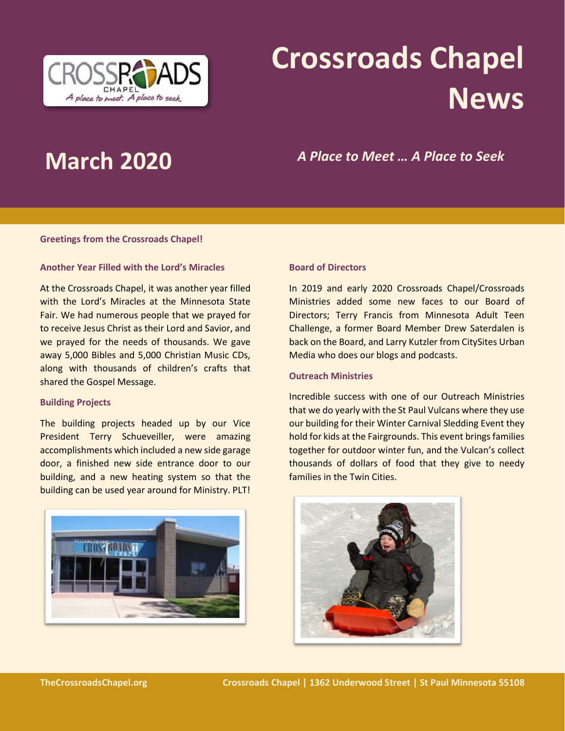# Crossroads Chapel News

## March 2020

*A Place to Meet … A Place to Seek*

**Greetings from the Crossroads Chapel!**

### Another Year Filled with the Lord's Miracles

At the Crossroads Chapel, it was another year filled with the Lord's Miracles at the Minnesota State Fair. We had numerous people that we prayed for to receive Jesus Christ as their Lord and Savior, and we prayed for the needs of thousands. We gave away 5,000 Bibles and 5,000 Christian Music CDs, along with thousands of children's crafts that shared the Gospel Message.

### Building Projects

The building projects headed up by our Vice President Terry Schueveiller, were amazing accomplishments which included a new side garage door, a finished new side entrance door to our building, and a new heating system so that the building can be used year around for Ministry. PLT!

### Board of Directors

In 2019 and early 2020 Crossroads Chapel/Crossroads Ministries added some new faces to our Board of Directors; Terry Francis from Minnesota Adult Teen Challenge, a former Board Member Drew Saterdalen is back on the Board, and Larry Kutzler from CitySites Urban Media who does our blogs and podcasts.

### Outreach Ministries

Incredible success with one of our Outreach Ministries that we do yearly with the St Paul Vulcans where they use our building for their Winter Carnival Sledding Event they hold for kids at the Fairgrounds. This event brings families together for outdoor winter fun, and the Vulcan's collect thousands of dollars of food that they give to needy families in the Twin Cities.

TheCrossroadsChapel.org — Crossroads Chapel | 1362 Underwood Street | St Paul Minnesota 55108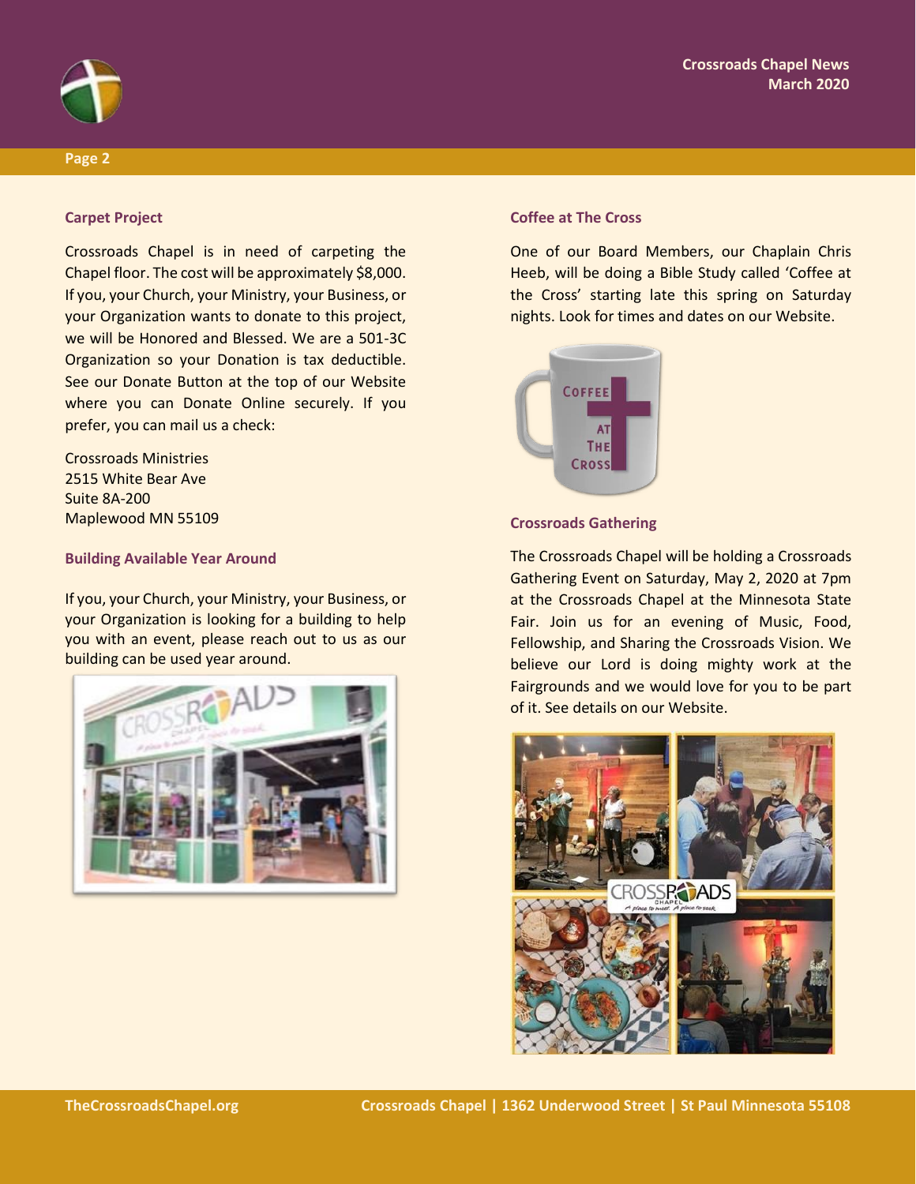### Carpet Project

Crossroads Chapel is in need of carpeting the Chapel floor. The cost will be approximately $8,000. If you, your Church, your Ministry, your Business, or your Organization wants to donate to this project, we will be Honored and Blessed. We are a 501-3C Organization so your Donation is tax deductible. See our Donate Button at the top of our Website where you can Donate Online securely. If you prefer, you can mail us a check:

Crossroads Ministries
2515 White Bear Ave
Suite 8A-200
Maplewood MN 55109

### Building Available Year Around

If you, your Church, your Ministry, your Business, or your Organization is looking for a building to help you with an event, please reach out to us as our building can be used year around.

### Coffee at The Cross

One of our Board Members, our Chaplain Chris Heeb, will be doing a Bible Study called 'Coffee at the Cross' starting late this spring on Saturday nights. Look for times and dates on our Website.

### Crossroads Gathering

The Crossroads Chapel will be holding a Crossroads Gathering Event on Saturday, May 2, 2020 at 7pm at the Crossroads Chapel at the Minnesota State Fair. Join us for an evening of Music, Food, Fellowship, and Sharing the Crossroads Vision. We believe our Lord is doing mighty work at the Fairgrounds and we would love for you to be part of it. See details on our Website.

TheCrossroadsChapel.org    Crossroads Chapel | 1362 Underwood Street | St Paul Minnesota 55108